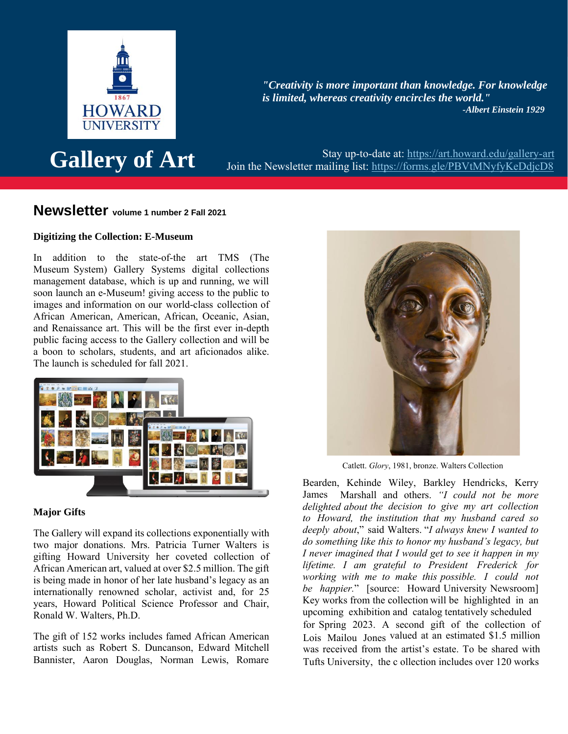"*Creativity is more important than knowledge. For knowledge is limited, whereas creativity encircles the world.*"
*-Albert Einstein 1929*

# Gallery of Art

Stay up-to-date at: https://art.howard.edu/gallery-art
Join the Newsletter mailing list: https://forms.gle/PBVtMNyfyKeDdjcD8

## Newsletter volume 1 number 2 Fall 2021

### Digitizing the Collection: E-Museum

In addition to the state-of-the art TMS (The Museum System) Gallery Systems digital collections management database, which is up and running, we will soon launch an e-Museum! giving access to the public to images and information on our world-class collection of African American, American, African, Oceanic, Asian, and Renaissance art. This will be the first ever in-depth public facing access to the Gallery collection and will be a boon to scholars, students, and art aficionados alike. The launch is scheduled for fall 2021.

### Major Gifts

The Gallery will expand its collections exponentially with two major donations. Mrs. Patricia Turner Walters is gifting Howard University her coveted collection of African American art, valued at over $2.5 million. The gift is being made in honor of her late husband's legacy as an internationally renowned scholar, activist and, for 25 years, Howard Political Science Professor and Chair, Ronald W. Walters, Ph.D.

The gift of 152 works includes famed African American artists such as Robert S. Duncanson, Edward Mitchell Bannister, Aaron Douglas, Norman Lewis, Romare Bearden, Kehinde Wiley, Barkley Hendricks, Kerry James Marshall and others. "*I could not be more delighted about the decision to give my art collection to Howard, the institution that my husband cared so deeply about*," said Walters. "*I always knew I wanted to do something like this to honor my husband's legacy, but I never imagined that I would get to see it happen in my lifetime. I am grateful to President Frederick for working with me to make this possible. I could not be happier.*" [source: Howard University Newsroom] Key works from the collection will be highlighted in an upcoming exhibition and catalog tentatively scheduled for Spring 2023. A second gift of the collection of Lois Mailou Jones valued at an estimated $1.5 million was received from the artist's estate. To be shared with Tufts University, the c ollection includes over 120 works

Catlett. *Glory*, 1981, bronze. Walters Collection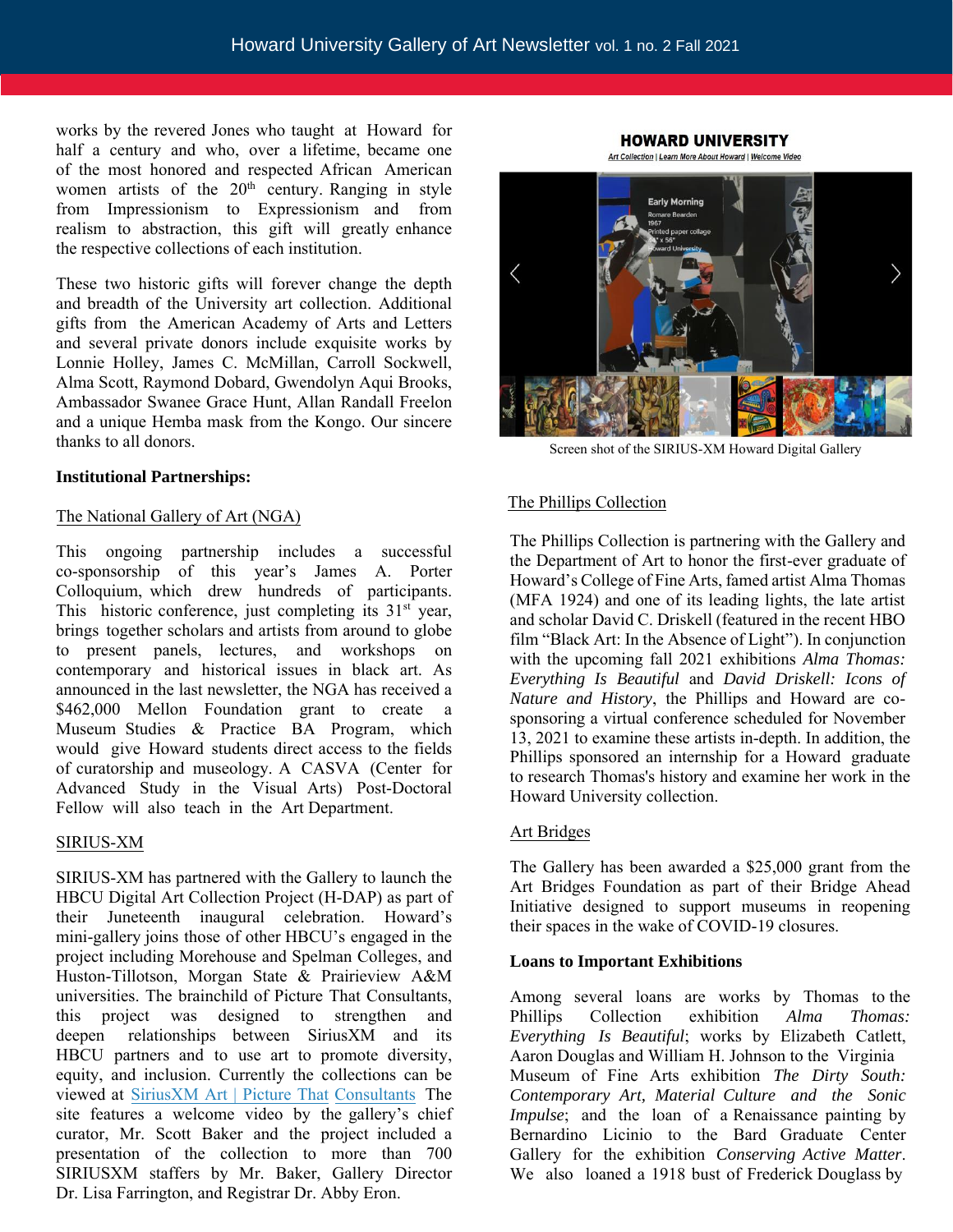works by the revered Jones who taught at Howard for half a century and who, over a lifetime, became one of the most honored and respected African American women artists of the 20th century. Ranging in style from Impressionism to Expressionism and from realism to abstraction, this gift will greatly enhance the respective collections of each institution.

These two historic gifts will forever change the depth and breadth of the University art collection. Additional gifts from the American Academy of Arts and Letters and several private donors include exquisite works by Lonnie Holley, James C. McMillan, Carroll Sockwell, Alma Scott, Raymond Dobard, Gwendolyn Aqui Brooks, Ambassador Swanee Grace Hunt, Allan Randall Freelon and a unique Hemba mask from the Kongo. Our sincere thanks to all donors.

**Institutional Partnerships:**

The National Gallery of Art (NGA)

This ongoing partnership includes a successful co-sponsorship of this year's James A. Porter Colloquium, which drew hundreds of participants. This historic conference, just completing its 31st year, brings together scholars and artists from around to globe to present panels, lectures, and workshops on contemporary and historical issues in black art. As announced in the last newsletter, the NGA has received a $462,000 Mellon Foundation grant to create a Museum Studies & Practice BA Program, which would give Howard students direct access to the fields of curatorship and museology. A CASVA (Center for Advanced Study in the Visual Arts) Post-Doctoral Fellow will also teach in the Art Department.

SIRIUS-XM

SIRIUS-XM has partnered with the Gallery to launch the HBCU Digital Art Collection Project (H-DAP) as part of their Juneteenth inaugural celebration. Howard's mini-gallery joins those of other HBCU's engaged in the project including Morehouse and Spelman Colleges, and Huston-Tillotson, Morgan State & Prairieview A&M universities. The brainchild of Picture That Consultants, this project was designed to strengthen and deepen relationships between SiriusXM and its HBCU partners and to use art to promote diversity, equity, and inclusion. Currently the collections can be viewed at SiriusXM Art | Picture That Consultants The site features a welcome video by the gallery's chief curator, Mr. Scott Baker and the project included a presentation of the collection to more than 700 SIRIUSXM staffers by Mr. Baker, Gallery Director Dr. Lisa Farrington, and Registrar Dr. Abby Eron.

Screen shot of the SIRIUS-XM Howard Digital Gallery

The Phillips Collection

The Phillips Collection is partnering with the Gallery and the Department of Art to honor the first-ever graduate of Howard's College of Fine Arts, famed artist Alma Thomas (MFA 1924) and one of its leading lights, the late artist and scholar David C. Driskell (featured in the recent HBO film "Black Art: In the Absence of Light"). In conjunction with the upcoming fall 2021 exhibitions *Alma Thomas: Everything Is Beautiful* and *David Driskell: Icons of Nature and History*, the Phillips and Howard are co-sponsoring a virtual conference scheduled for November 13, 2021 to examine these artists in-depth. In addition, the Phillips sponsored an internship for a Howard graduate to research Thomas's history and examine her work in the Howard University collection.

Art Bridges

The Gallery has been awarded a $25,000 grant from the Art Bridges Foundation as part of their Bridge Ahead Initiative designed to support museums in reopening their spaces in the wake of COVID-19 closures.

**Loans to Important Exhibitions**

Among several loans are works by Thomas to the Phillips Collection exhibition *Alma Thomas: Everything Is Beautiful*; works by Elizabeth Catlett, Aaron Douglas and William H. Johnson to the Virginia Museum of Fine Arts exhibition *The Dirty South: Contemporary Art, Material Culture and the Sonic Impulse*; and the loan of a Renaissance painting by Bernardino Licinio to the Bard Graduate Center Gallery for the exhibition *Conserving Active Matter*. We also loaned a 1918 bust of Frederick Douglass by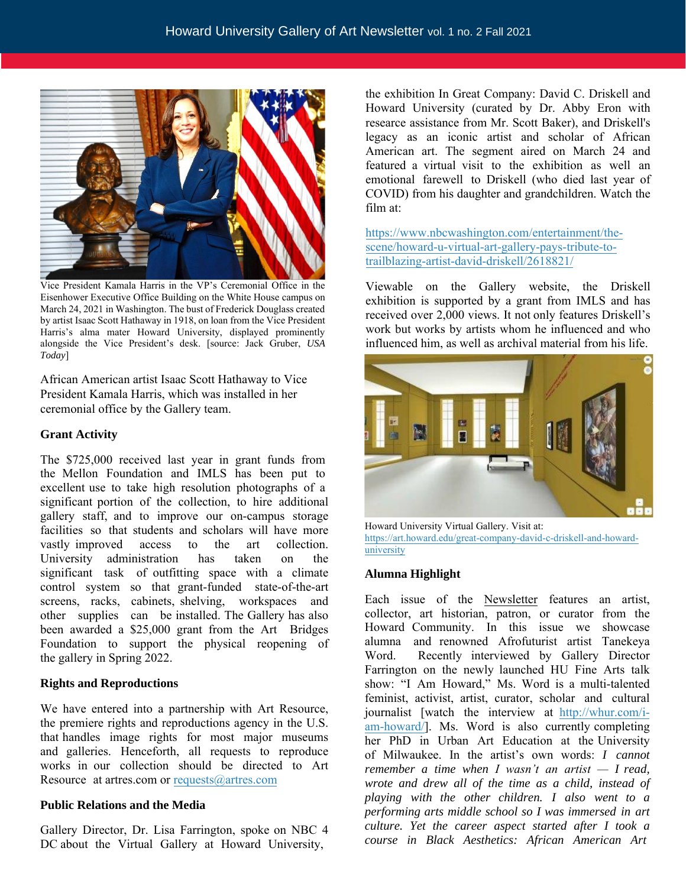Vice President Kamala Harris in the VP's Ceremonial Office in the Eisenhower Executive Office Building on the White House campus on March 24, 2021 in Washington. The bust of Frederick Douglass created by artist Isaac Scott Hathaway in 1918, on loan from the Vice President Harris's alma mater Howard University, displayed prominently alongside the Vice President's desk. [source: Jack Gruber, *USA Today*]

African American artist Isaac Scott Hathaway to Vice President Kamala Harris, which was installed in her ceremonial office by the Gallery team.

### Grant Activity

The $725,000 received last year in grant funds from the Mellon Foundation and IMLS has been put to excellent use to take high resolution photographs of a significant portion of the collection, to hire additional gallery staff, and to improve our on-campus storage facilities so that students and scholars will have more vastly improved access to the art collection. University administration has taken on the significant task of outfitting space with a climate control system so that grant-funded state-of-the-art screens, racks, cabinets, shelving, workspaces and other supplies can be installed. The Gallery has also been awarded a $25,000 grant from the Art Bridges Foundation to support the physical reopening of the gallery in Spring 2022.

### Rights and Reproductions

We have entered into a partnership with Art Resource, the premiere rights and reproductions agency in the U.S. that handles image rights for most major museums and galleries. Henceforth, all requests to reproduce works in our collection should be directed to Art Resource at artres.com or requests@artres.com

### Public Relations and the Media

Gallery Director, Dr. Lisa Farrington, spoke on NBC 4 DC about the Virtual Gallery at Howard University, the exhibition In Great Company: David C. Driskell and Howard University (curated by Dr. Abby Eron with researce assistance from Mr. Scott Baker), and Driskell's legacy as an iconic artist and scholar of African American art. The segment aired on March 24 and featured a virtual visit to the exhibition as well an emotional farewell to Driskell (who died last year of COVID) from his daughter and grandchildren. Watch the film at:

https://www.nbcwashington.com/entertainment/the-scene/howard-u-virtual-art-gallery-pays-tribute-to-trailblazing-artist-david-driskell/2618821/

Viewable on the Gallery website, the Driskell exhibition is supported by a grant from IMLS and has received over 2,000 views. It not only features Driskell's work but works by artists whom he influenced and who influenced him, as well as archival material from his life.

Howard University Virtual Gallery. Visit at: https://art.howard.edu/great-company-david-c-driskell-and-howard-university

### Alumna Highlight

Each issue of the Newsletter features an artist, collector, art historian, patron, or curator from the Howard Community. In this issue we showcase alumna and renowned Afrofuturist artist Tanekeya Word. Recently interviewed by Gallery Director Farrington on the newly launched HU Fine Arts talk show: "I Am Howard," Ms. Word is a multi-talented feminist, activist, artist, curator, scholar and cultural journalist [watch the interview at http://whur.com/i-am-howard/]. Ms. Word is also currently completing her PhD in Urban Art Education at the University of Milwaukee. In the artist's own words: *I cannot remember a time when I wasn't an artist — I read, wrote and drew all of the time as a child, instead of playing with the other children. I also went to a performing arts middle school so I was immersed in art culture. Yet the career aspect started after I took a course in Black Aesthetics: African American Art*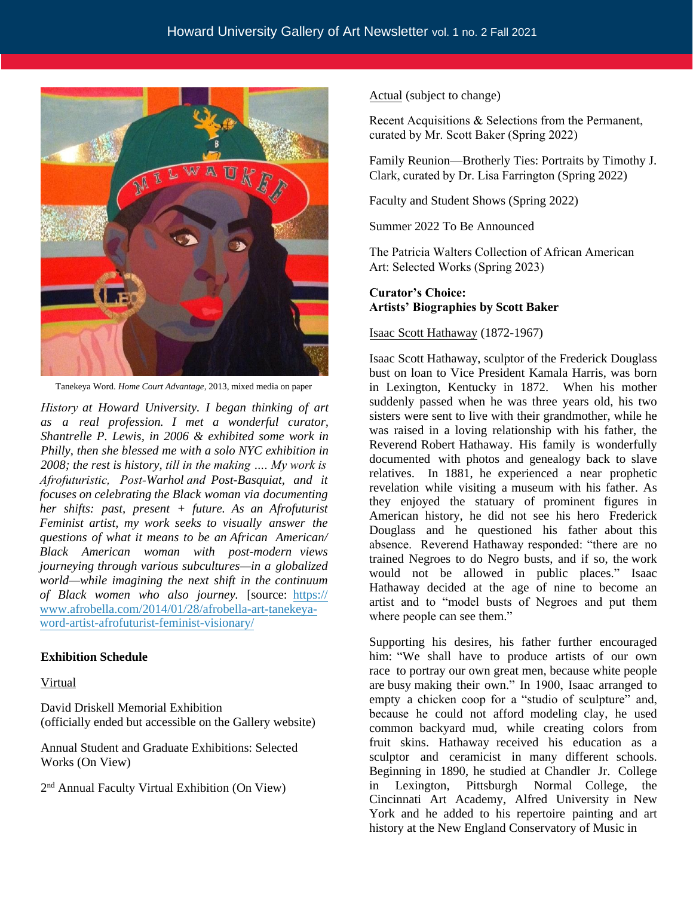Tanekeya Word. *Home Court Advantage*, 2013, mixed media on paper

*History at Howard University. I began thinking of art as a real profession. I met a wonderful curator, Shantrelle P. Lewis, in 2006 & exhibited some work in Philly, then she blessed me with a solo NYC exhibition in 2008; the rest is history, till in the making …. My work is Afrofuturistic, Post-Warhol and Post-Basquiat, and it focuses on celebrating the Black woman via documenting her shifts: past, present + future. As an Afrofuturist Feminist artist, my work seeks to visually answer the questions of what it means to be an African American/ Black American woman with post-modern views journeying through various subcultures—in a globalized world—while imagining the next shift in the continuum of Black women who also journey.* [source: https://www.afrobella.com/2014/01/28/afrobella-art-tanekeya-word-artist-afrofuturist-feminist-visionary/]

**Exhibition Schedule**

Virtual

David Driskell Memorial Exhibition (officially ended but accessible on the Gallery website)

Annual Student and Graduate Exhibitions: Selected Works (On View)

2nd Annual Faculty Virtual Exhibition (On View)

Actual (subject to change)

Recent Acquisitions & Selections from the Permanent, curated by Mr. Scott Baker (Spring 2022)

Family Reunion—Brotherly Ties: Portraits by Timothy J. Clark, curated by Dr. Lisa Farrington (Spring 2022)

Faculty and Student Shows (Spring 2022)

Summer 2022 To Be Announced

The Patricia Walters Collection of African American Art: Selected Works (Spring 2023)

**Curator's Choice:**
**Artists' Biographies by Scott Baker**

Isaac Scott Hathaway (1872-1967)

Isaac Scott Hathaway, sculptor of the Frederick Douglass bust on loan to Vice President Kamala Harris, was born in Lexington, Kentucky in 1872. When his mother suddenly passed when he was three years old, his two sisters were sent to live with their grandmother, while he was raised in a loving relationship with his father, the Reverend Robert Hathaway. His family is wonderfully documented with photos and genealogy back to slave relatives. In 1881, he experienced a near prophetic revelation while visiting a museum with his father. As they enjoyed the statuary of prominent figures in American history, he did not see his hero Frederick Douglass and he questioned his father about this absence. Reverend Hathaway responded: "there are no trained Negroes to do Negro busts, and if so, the work would not be allowed in public places." Isaac Hathaway decided at the age of nine to become an artist and to "model busts of Negroes and put them where people can see them."

Supporting his desires, his father further encouraged him: "We shall have to produce artists of our own race to portray our own great men, because white people are busy making their own." In 1900, Isaac arranged to empty a chicken coop for a "studio of sculpture" and, because he could not afford modeling clay, he used common backyard mud, while creating colors from fruit skins. Hathaway received his education as a sculptor and ceramicist in many different schools. Beginning in 1890, he studied at Chandler Jr. College in Lexington, Pittsburgh Normal College, the Cincinnati Art Academy, Alfred University in New York and he added to his repertoire painting and art history at the New England Conservatory of Music in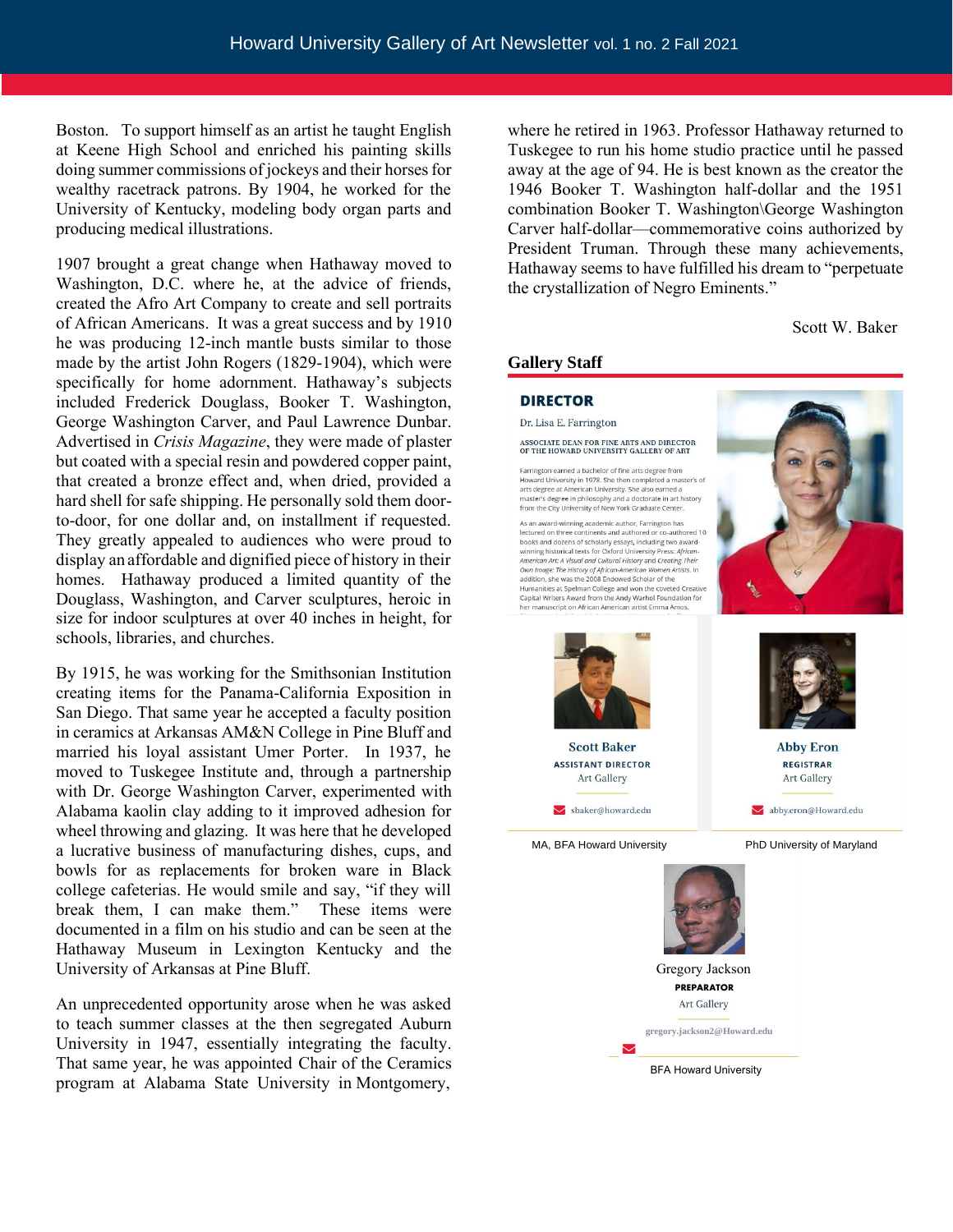Boston. To support himself as an artist he taught English at Keene High School and enriched his painting skills doing summer commissions of jockeys and their horses for wealthy racetrack patrons. By 1904, he worked for the University of Kentucky, modeling body organ parts and producing medical illustrations.

1907 brought a great change when Hathaway moved to Washington, D.C. where he, at the advice of friends, created the Afro Art Company to create and sell portraits of African Americans. It was a great success and by 1910 he was producing 12-inch mantle busts similar to those made by the artist John Rogers (1829-1904), which were specifically for home adornment. Hathaway's subjects included Frederick Douglass, Booker T. Washington, George Washington Carver, and Paul Lawrence Dunbar. Advertised in *Crisis Magazine*, they were made of plaster but coated with a special resin and powdered copper paint, that created a bronze effect and, when dried, provided a hard shell for safe shipping. He personally sold them door-to-door, for one dollar and, on installment if requested. They greatly appealed to audiences who were proud to display an affordable and dignified piece of history in their homes. Hathaway produced a limited quantity of the Douglass, Washington, and Carver sculptures, heroic in size for indoor sculptures at over 40 inches in height, for schools, libraries, and churches.

By 1915, he was working for the Smithsonian Institution creating items for the Panama-California Exposition in San Diego. That same year he accepted a faculty position in ceramics at Arkansas AM&N College in Pine Bluff and married his loyal assistant Umer Porter. In 1937, he moved to Tuskegee Institute and, through a partnership with Dr. George Washington Carver, experimented with Alabama kaolin clay adding to it improved adhesion for wheel throwing and glazing. It was here that he developed a lucrative business of manufacturing dishes, cups, and bowls for as replacements for broken ware in Black college cafeterias. He would smile and say, "if they will break them, I can make them." These items were documented in a film on his studio and can be seen at the Hathaway Museum in Lexington Kentucky and the University of Arkansas at Pine Bluff.

An unprecedented opportunity arose when he was asked to teach summer classes at the then segregated Auburn University in 1947, essentially integrating the faculty. That same year, he was appointed Chair of the Ceramics program at Alabama State University in Montgomery, where he retired in 1963. Professor Hathaway returned to Tuskegee to run his home studio practice until he passed away at the age of 94. He is best known as the creator the 1946 Booker T. Washington half-dollar and the 1951 combination Booker T. Washington\George Washington Carver half-dollar—commemorative coins authorized by President Truman. Through these many achievements, Hathaway seems to have fulfilled his dream to "perpetuate the crystallization of Negro Eminents."

Scott W. Baker

## Gallery Staff

### DIRECTOR

Dr. Lisa E. Farrington

ASSOCIATE DEAN FOR FINE ARTS AND DIRECTOR OF THE HOWARD UNIVERSITY GALLERY OF ART

Farrington earned a bachelor of fine arts degree from Howard University in 1978. She then completed a master's of arts degree at American University. She also earned a master's degree in philosophy and a doctorate in art history from the City University of New York Graduate Center.

As an award-winning academic author, Farrington has lectured on three continents and authored or co-authored 10 books and dozens of scholarly essays, including two award-winning historical texts for Oxford University Press: *African-American Art: A Visual and Cultural History* and *Creating Their Own Image: The History of African-American Women Artists*. In addition, she was the 2008 Endowed Scholar of the Humanities at Spelman College and won the coveted Creative Capital Writers Award from the Andy Warhol Foundation for her manuscript on African American artist Emma Amos.

**Scott Baker**
ASSISTANT DIRECTOR
Art Gallery
sbaker@howard.edu
MA, BFA Howard University

**Abby Eron**
REGISTRAR
Art Gallery
abby.eron@Howard.edu
PhD University of Maryland

**Gregory Jackson**
PREPARATOR
Art Gallery
gregory.jackson2@Howard.edu
BFA Howard University